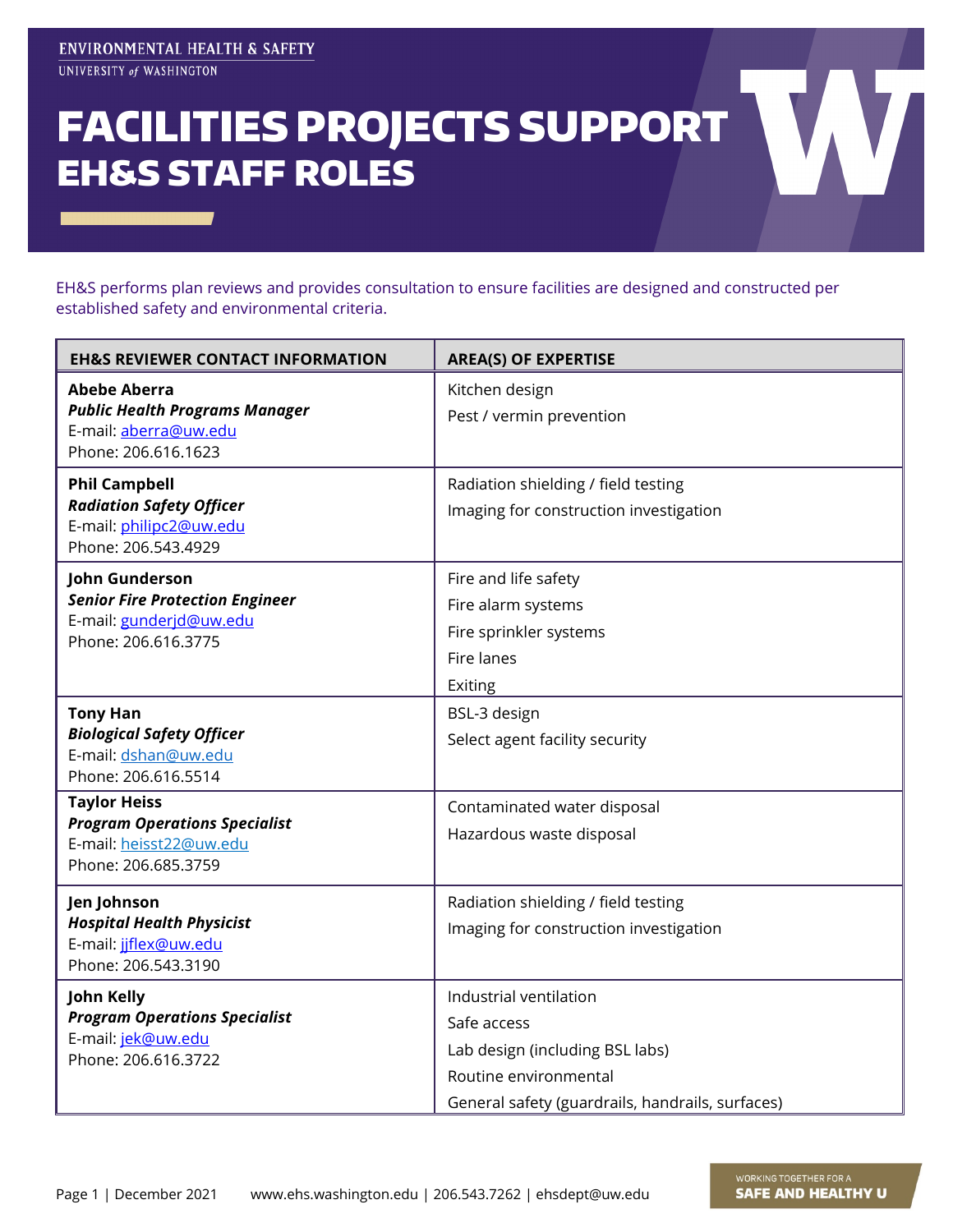ENVIRONMENTAL HEALTH & SAFETY
UNIVERSITY of WASHINGTON

# FACILITIES PROJECTS SUPPORT
## EH&S STAFF ROLES

EH&S performs plan reviews and provides consultation to ensure facilities are designed and constructed per established safety and environmental criteria.

| EH&S REVIEWER CONTACT INFORMATION | AREA(S) OF EXPERTISE |
|---|---|
| **Abebe Aberra**<br>***Public Health Programs Manager***<br>E-mail: aberra@uw.edu<br>Phone: 206.616.1623 | Kitchen design<br>Pest / vermin prevention |
| **Phil Campbell**<br>***Radiation Safety Officer***<br>E-mail: philipc2@uw.edu<br>Phone: 206.543.4929 | Radiation shielding / field testing<br>Imaging for construction investigation |
| **John Gunderson**<br>***Senior Fire Protection Engineer***<br>E-mail: gunderjd@uw.edu<br>Phone: 206.616.3775 | Fire and life safety<br>Fire alarm systems<br>Fire sprinkler systems<br>Fire lanes<br>Exiting |
| **Tony Han**<br>***Biological Safety Officer***<br>E-mail: dshan@uw.edu<br>Phone: 206.616.5514 | BSL-3 design<br>Select agent facility security |
| **Taylor Heiss**<br>***Program Operations Specialist***<br>E-mail: heisst22@uw.edu<br>Phone: 206.685.3759 | Contaminated water disposal<br>Hazardous waste disposal |
| **Jen Johnson**<br>***Hospital Health Physicist***<br>E-mail: jjflex@uw.edu<br>Phone: 206.543.3190 | Radiation shielding / field testing<br>Imaging for construction investigation |
| **John Kelly**<br>***Program Operations Specialist***<br>E-mail: jek@uw.edu<br>Phone: 206.616.3722 | Industrial ventilation<br>Safe access<br>Lab design (including BSL labs)<br>Routine environmental<br>General safety (guardrails, handrails, surfaces) |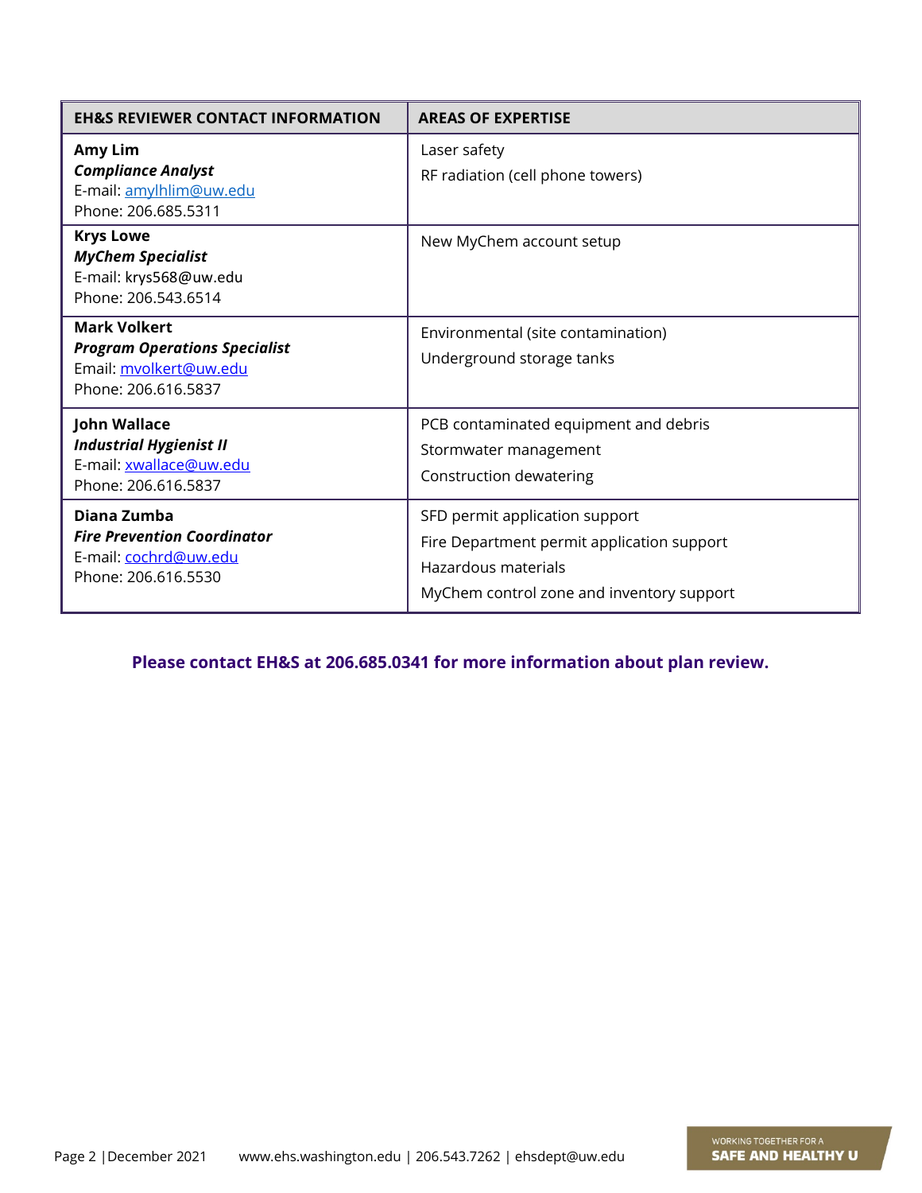| EH&S REVIEWER CONTACT INFORMATION | AREAS OF EXPERTISE |
| --- | --- |
| **Amy Lim**<br>***Compliance Analyst***<br>E-mail: amylhlim@uw.edu<br>Phone: 206.685.5311 | Laser safety<br>RF radiation (cell phone towers) |
| **Krys Lowe**<br>***MyChem Specialist***<br>E-mail: krys568@uw.edu<br>Phone: 206.543.6514 | New MyChem account setup |
| **Mark Volkert**<br>***Program Operations Specialist***<br>Email: mvolkert@uw.edu<br>Phone: 206.616.5837 | Environmental (site contamination)<br>Underground storage tanks |
| **John Wallace**<br>***Industrial Hygienist II***<br>E-mail: xwallace@uw.edu<br>Phone: 206.616.5837 | PCB contaminated equipment and debris<br>Stormwater management<br>Construction dewatering |
| **Diana Zumba**<br>***Fire Prevention Coordinator***<br>E-mail: cochrd@uw.edu<br>Phone: 206.616.5530 | SFD permit application support<br>Fire Department permit application support<br>Hazardous materials<br>MyChem control zone and inventory support |

**Please contact EH&S at 206.685.0341 for more information about plan review.**